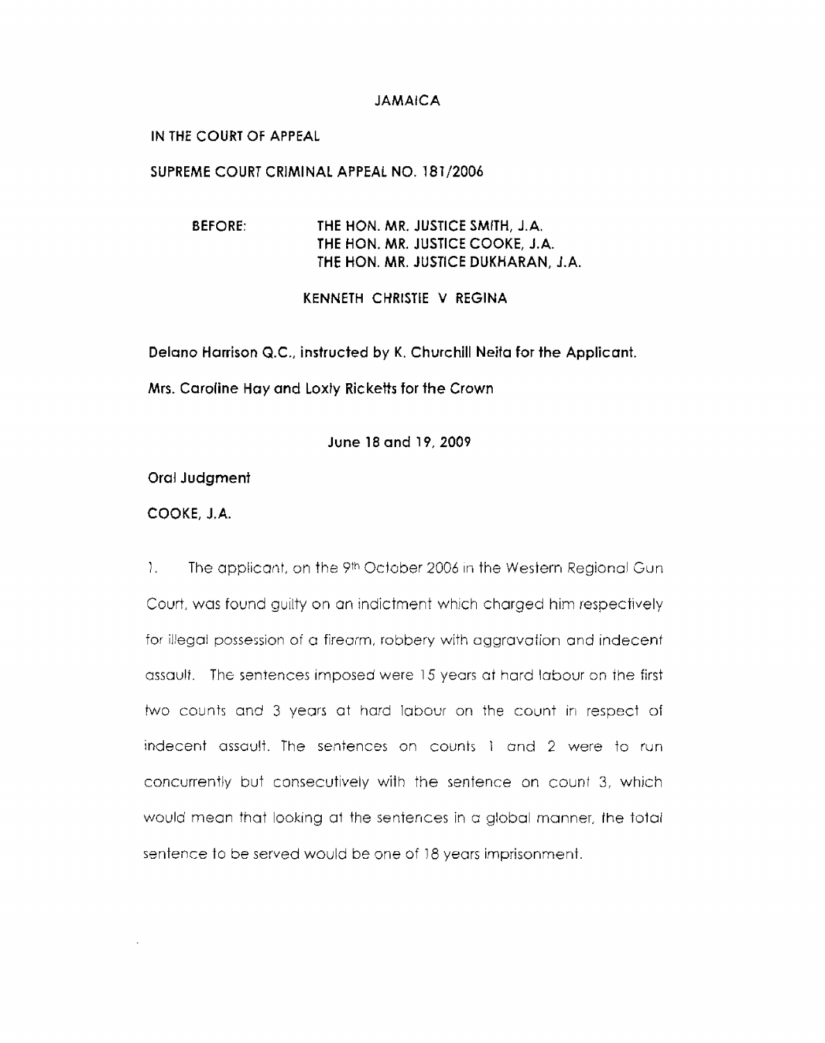JAMAICA

IN THE COURT OF APPEAL

SUPREME COURT CRIMINAL APPEAL NO. 181/2006

BEFORE: THE HON. MR. JUSTICE SMITH, J.A.
THE HON. MR. JUSTICE COOKE, J.A.
THE HON. MR. JUSTICE DUKHARAN, J.A.

KENNETH CHRISTIE V REGINA

Delano Harrison Q.C., instructed by K. Churchill Neita for the Applicant.

Mrs. Caroline Hay and Loxly Ricketts for the Crown

June 18 and 19, 2009

Oral Judgment

COOKE, J.A.

1. The applicant, on the 9th October 2006 in the Western Regional Gun Court, was found guilty on an indictment which charged him respectively for illegal possession of a firearm, robbery with aggravation and indecent assault. The sentences imposed were 15 years at hard labour on the first two counts and 3 years at hard labour on the count in respect of indecent assault. The sentences on counts 1 and 2 were to run concurrently but consecutively with the sentence on count 3, which would mean that looking at the sentences in a global manner, the total sentence to be served would be one of 18 years imprisonment.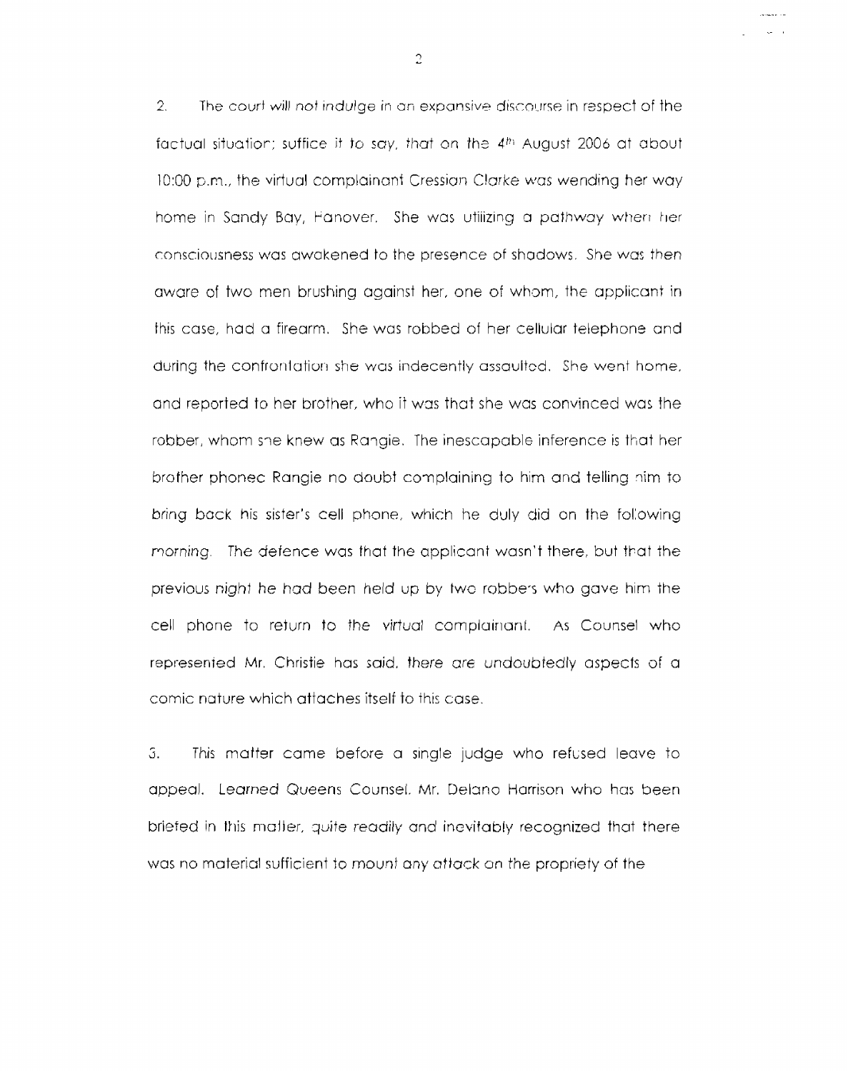2. The court will not indulge in an expansive discourse in respect of the factual situation; suffice it to say, that on the 4th August 2006 at about 10:00 p.m., the virtual complainant Cression Clarke was wending her way home in Sandy Bay, Hanover. She was utilizing a pathway when her consciousness was awakened to the presence of shadows. She was then aware of two men brushing against her, one of whom, the applicant in this case, had a firearm. She was robbed of her cellular telephone and during the confrontation she was indecently assaulted. She went home, and reported to her brother, who it was that she was convinced was the robber, whom she knew as Rangie. The inescapable inference is that her brother phoned Rangie no doubt complaining to him and telling him to bring back his sister's cell phone, which he duly did on the following morning. The defence was that the applicant wasn't there, but that the previous night he had been held up by two robbers who gave him the cell phone to return to the virtual complainant. As Counsel who represented Mr. Christie has said, there are undoubtedly aspects of a comic nature which attaches itself to this case.

3. This matter came before a single judge who refused leave to appeal. Learned Queens Counsel, Mr. Delano Harrison who has been briefed in this matter, quite readily and inevitably recognized that there was no material sufficient to mount any attack on the propriety of the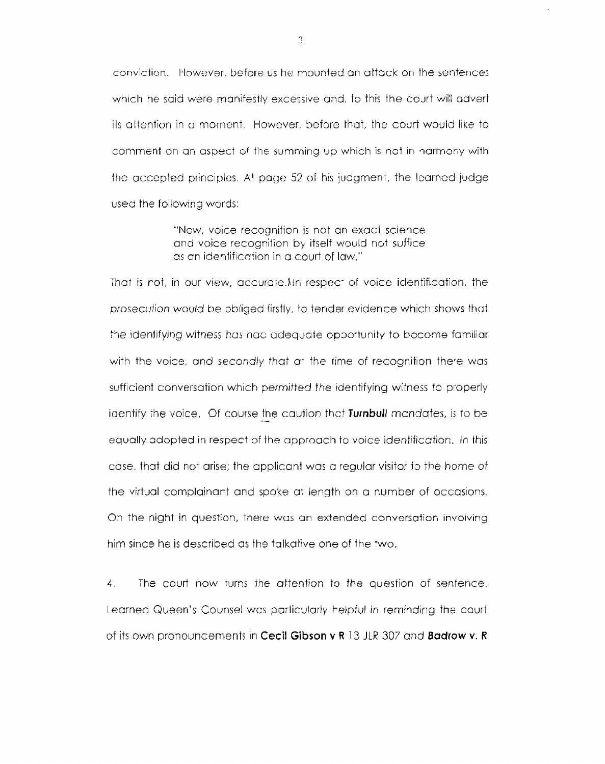conviction. However, before us he mounted an attack on the sentences which he said were manifestly excessive and, to this the court will advert its attention in a moment. However, before that, the court would like to comment on an aspect of the summing up which is not in harmony with the accepted principles. At page 52 of his judgment, the learned judge used the following words:

> "Now, voice recognition is not an exact science and voice recognition by itself would not suffice as an identification in a court of law."

That is not, in our view, accurate. In respect of voice identification, the prosecution would be obliged firstly, to tender evidence which shows that the identifying witness has had adequate opportunity to become familiar with the voice, and secondly that at the time of recognition there was sufficient conversation which permitted the identifying witness to properly identify the voice. Of course the caution that **Turnbull** mandates, is to be equally adopted in respect of the approach to voice identification. In this case, that did not arise; the applicant was a regular visitor to the home of the virtual complainant and spoke at length on a number of occasions. On the night in question, there was an extended conversation involving him since he is described as the talkative one of the two.

4. The court now turns the attention to the question of sentence. Learned Queen's Counsel was particularly helpful in reminding the court of its own pronouncements in **Cecil Gibson v R** 13 JLR 307 and **Badrow v. R**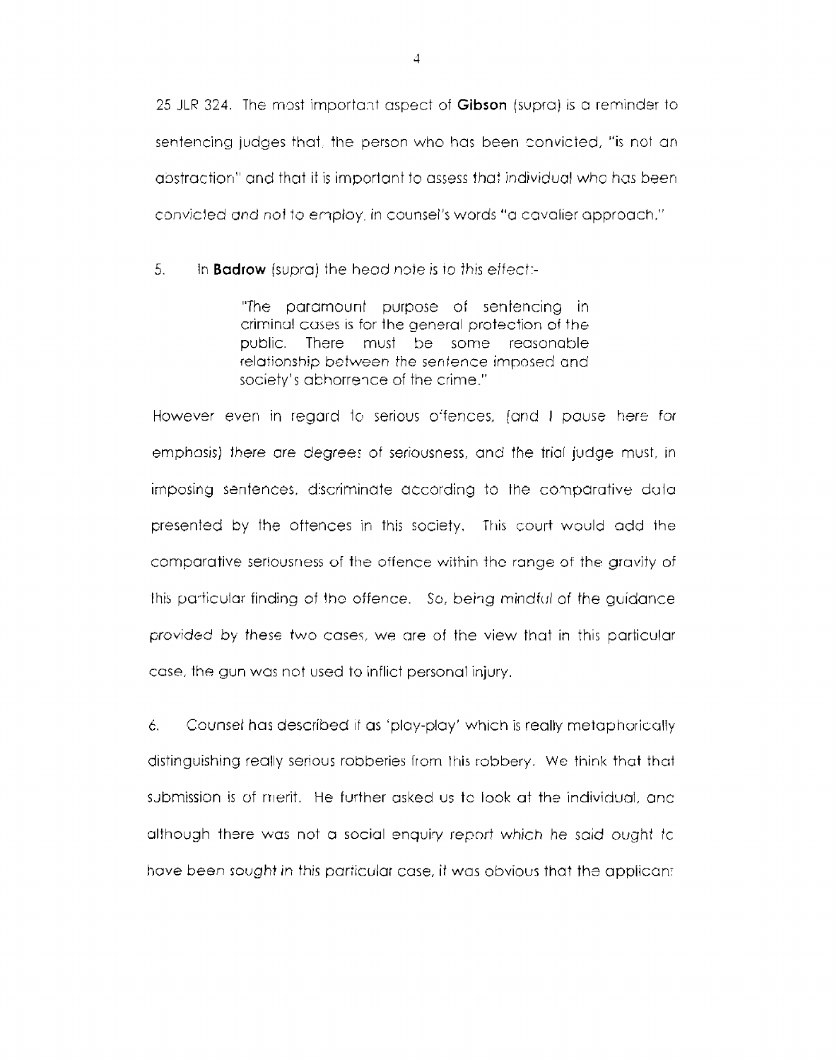25 JLR 324. The most important aspect of **Gibson** (supra) is a reminder to sentencing judges that, the person who has been convicted, "is not an abstraction" and that it is important to assess that *individual* who has been convicted and not to employ, in counsel's words "a cavalier approach."

5. In **Badrow** (supra) the head note is to this effect:-

> "The paramount purpose of sentencing in criminal cases is for the general protection of the public. There must be some reasonable relationship between the sentence imposed and society's abhorrence of the crime."

However even in regard to serious offences, (and I pause here for emphasis) there are degrees of seriousness, and the trial judge must, in imposing sentences, discriminate according to the comparative data presented by the offences in this society. This court would add the comparative seriousness of the offence within the range of the gravity of this particular finding of the offence. So, being mindful of the guidance provided by these two cases, we are of the view that in this particular case, the gun was not used to inflict personal injury.

6. Counsel has described it as 'play-play' which is really metaphorically distinguishing really serious robberies from this robbery. We think that that submission is of merit. He further asked us to look at the individual, and although there was not a social enquiry report which he said ought to have been sought in this particular case, it was obvious that the applicant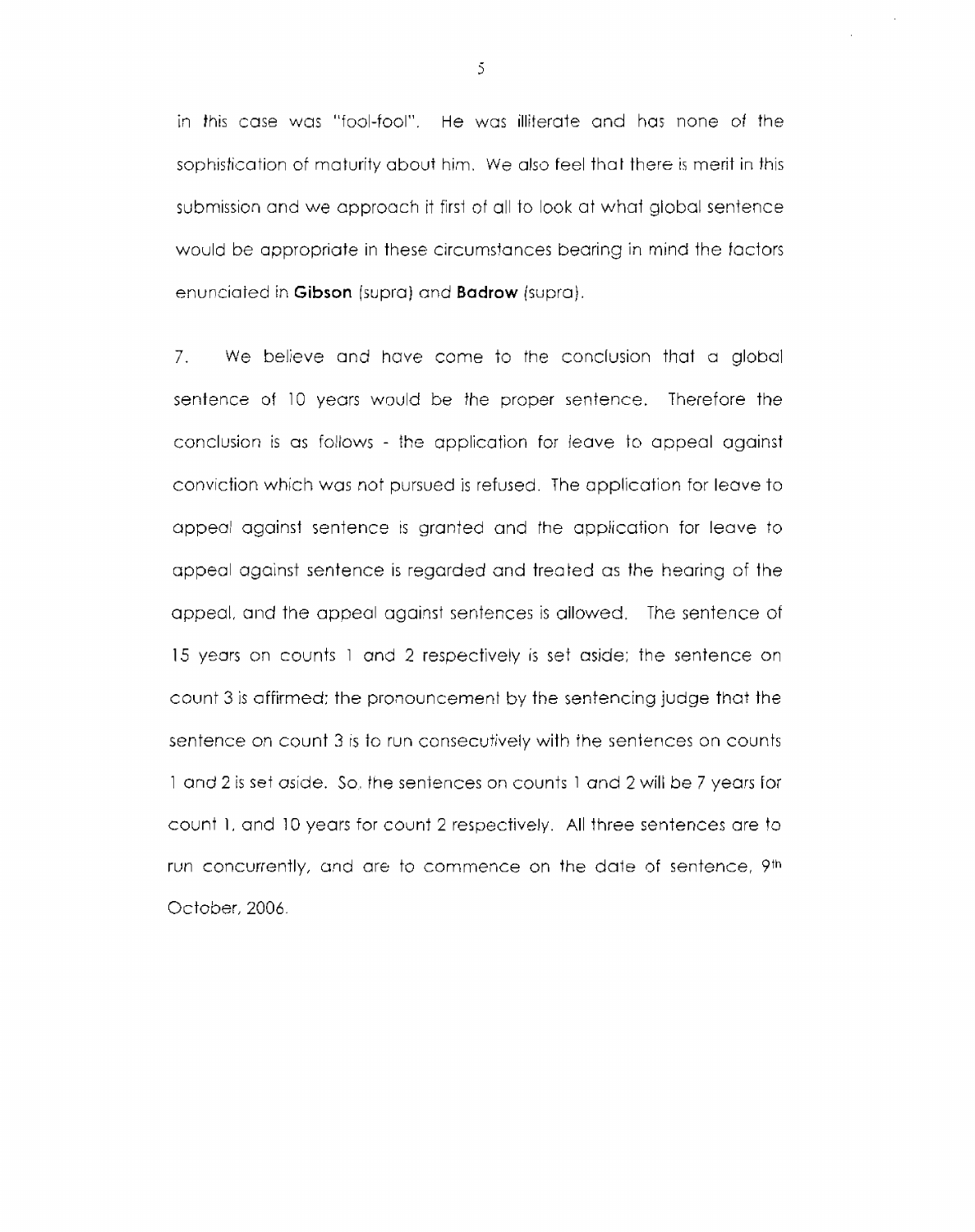in this case was "fool-fool". He was illiterate and has none of the sophistication of maturity about him. We also feel that there is merit in this submission and we approach it first of all to look at what global sentence would be appropriate in these circumstances bearing in mind the factors enunciated in **Gibson** (supra) and **Badrow** (supra).

7. We believe and have come to the conclusion that a global sentence of 10 years would be the proper sentence. Therefore the conclusion is as follows - the application for leave to appeal against conviction which was not pursued is refused. The application for leave to appeal against sentence is granted and the application for leave to appeal against sentence is regarded and treated as the hearing of the appeal, and the appeal against sentences is allowed. The sentence of 15 years on counts 1 and 2 respectively is set aside; the sentence on count 3 is affirmed; the pronouncement by the sentencing judge that the sentence on count 3 is to run consecutively with the sentences on counts 1 and 2 is set aside. So, the sentences on counts 1 and 2 will be 7 years for count 1, and 10 years for count 2 respectively. All three sentences are to run concurrently, and are to commence on the date of sentence, 9th October, 2006.